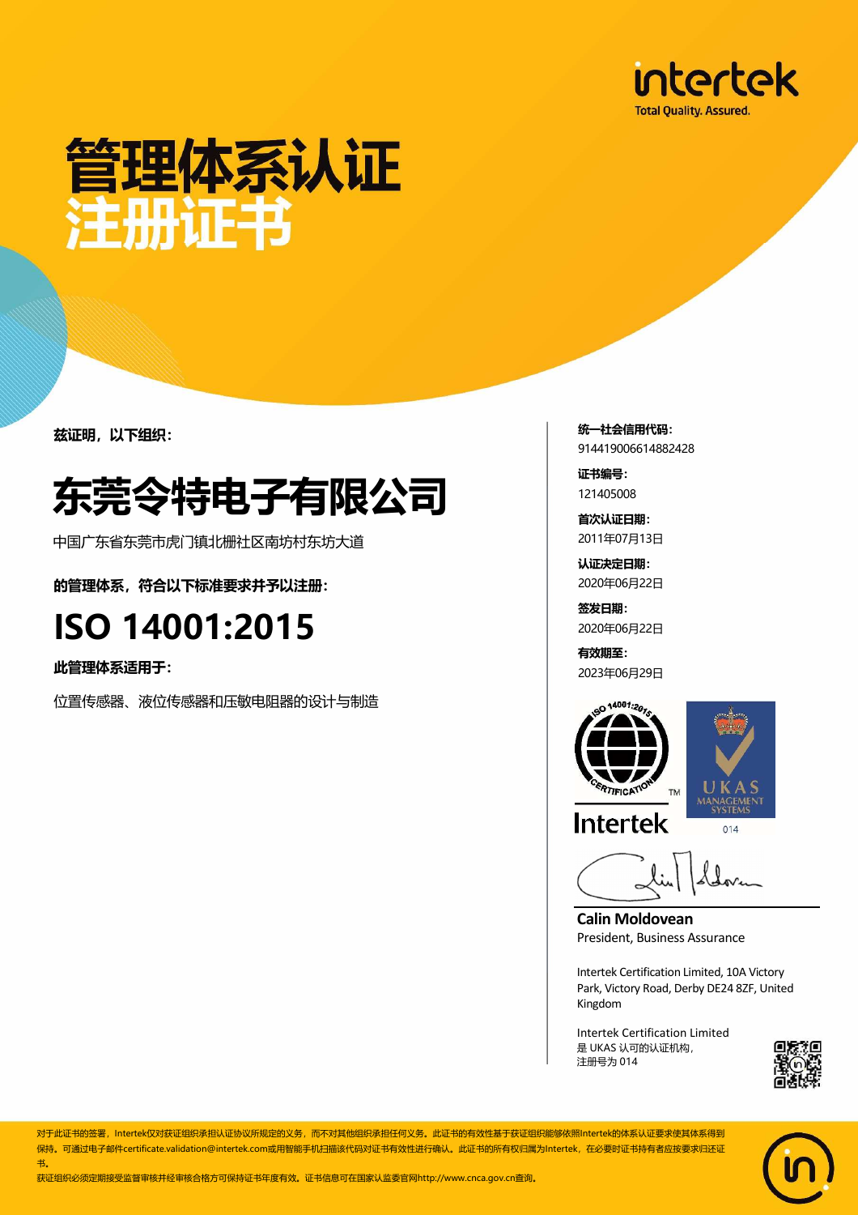intertek
Total Quality. Assured.

# 管理体系认证
# 注册证书

**兹证明，以下组织：**

## 东莞令特电子有限公司

中国广东省东莞市虎门镇北栅社区南坊村东坊大道

**的管理体系，符合以下标准要求并予以注册：**

## ISO 14001:2015

**此管理体系适用于：**

位置传感器、液位传感器和压敏电阻器的设计与制造

**统一社会信用代码：**
914419006614882428

**证书编号：**
121405008

**首次认证日期：**
2011年07月13日

**认证决定日期：**
2020年06月22日

**签发日期：**
2020年06月22日

**有效期至：**
2023年06月29日

ISO 14001:2015 CERTIFICATION™
Intertek

UKAS MANAGEMENT SYSTEMS
014

**Calin Moldovean**
President, Business Assurance

Intertek Certification Limited, 10A Victory Park, Victory Road, Derby DE24 8ZF, United Kingdom

Intertek Certification Limited
是 UKAS 认可的认证机构，
注册号为 014

对于此证书的签署，Intertek仅对获证组织承担认证协议所规定的义务，而不对其他组织承担任何义务。此证书的有效性基于获证组织能够依照Intertek的体系认证要求使其体系得到保持。可通过电子邮件certificate.validation@intertek.com或用智能手机扫描该代码对证书有效性进行确认。此证书的所有权归属为Intertek，在必要时证书持有者应按要求归还证书。

获证组织必须定期接受监督审核并经审核合格方可保持证书年度有效。证书信息可在国家认监委官网http://www.cnca.gov.cn查询。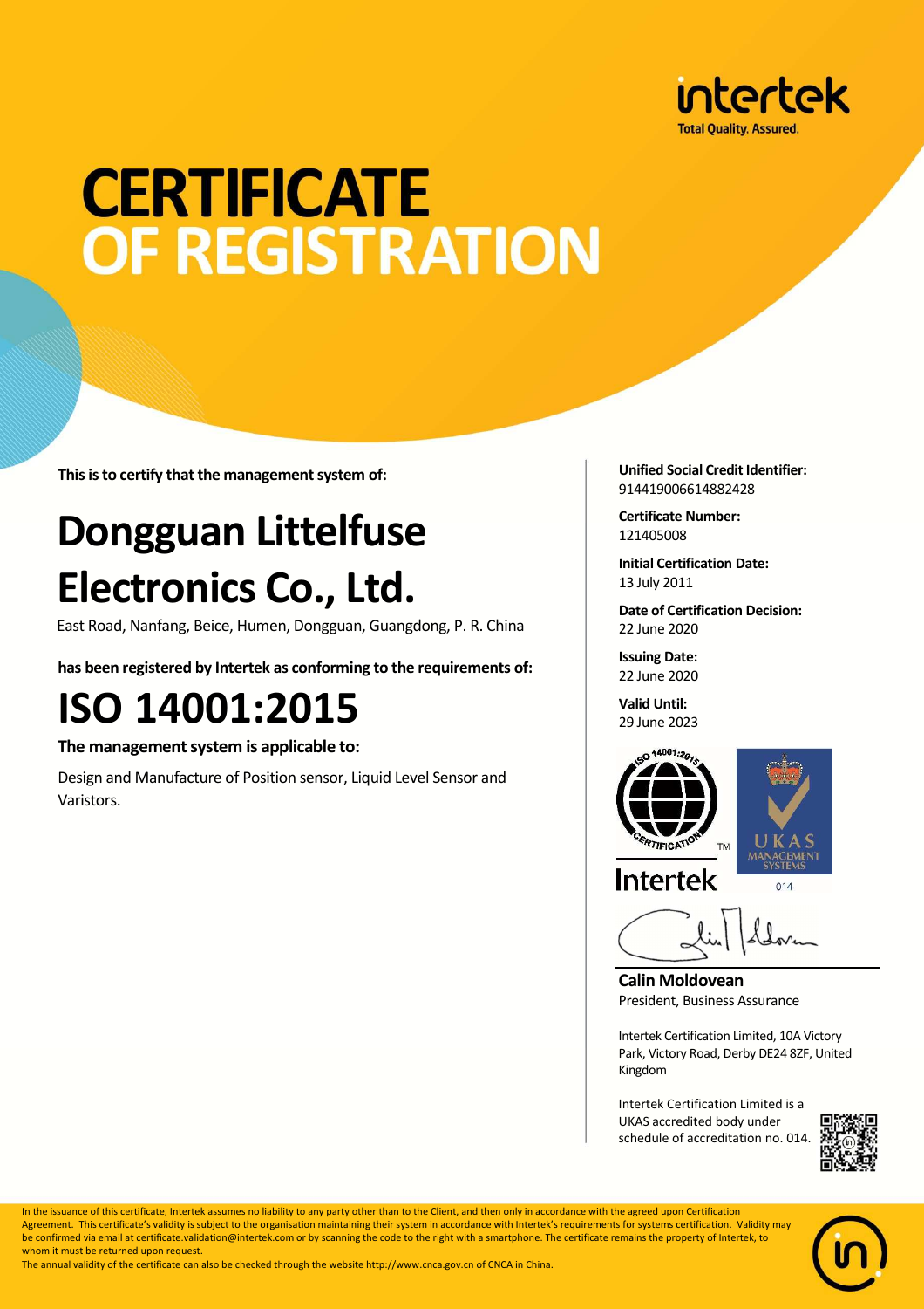intertek
Total Quality. Assured.

# CERTIFICATE OF REGISTRATION

**This is to certify that the management system of:**

## Dongguan Littelfuse Electronics Co., Ltd.

East Road, Nanfang, Beice, Humen, Dongguan, Guangdong, P. R. China

**has been registered by Intertek as conforming to the requirements of:**

# ISO 14001:2015

**The management system is applicable to:**

Design and Manufacture of Position sensor, Liquid Level Sensor and Varistors.

**Unified Social Credit Identifier:**
914419006614882428

**Certificate Number:**
121405008

**Initial Certification Date:**
13 July 2011

**Date of Certification Decision:**
22 June 2020

**Issuing Date:**
22 June 2020

**Valid Until:**
29 June 2023

ISO 14001:2015 CERTIFICATION TM
Intertek

UKAS MANAGEMENT SYSTEMS
014

**Calin Moldovean**
President, Business Assurance

Intertek Certification Limited, 10A Victory Park, Victory Road, Derby DE24 8ZF, United Kingdom

Intertek Certification Limited is a UKAS accredited body under schedule of accreditation no. 014.

In the issuance of this certificate, Intertek assumes no liability to any party other than to the Client, and then only in accordance with the agreed upon Certification Agreement. This certificate's validity is subject to the organisation maintaining their system in accordance with Intertek's requirements for systems certification. Validity may be confirmed via email at certificate.validation@intertek.com or by scanning the code to the right with a smartphone. The certificate remains the property of Intertek, to whom it must be returned upon request.
The annual validity of the certificate can also be checked through the website http://www.cnca.gov.cn of CNCA in China.